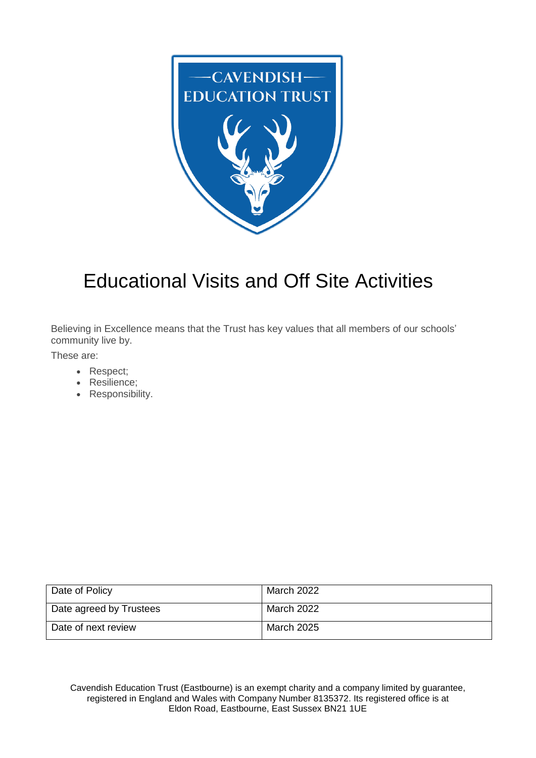# Educational Visits and Off Site Activities

Believing in Excellence means that the Trust has key values that all members of our schools' community live by.

These are:

- Respect;
- Resilience;
- Responsibility.

| Date of Policy | March 2022 |
|---|---|
| Date agreed by Trustees | March 2022 |
| Date of next review | March 2025 |

Cavendish Education Trust (Eastbourne) is an exempt charity and a company limited by guarantee, registered in England and Wales with Company Number 8135372. Its registered office is at Eldon Road, Eastbourne, East Sussex BN21 1UE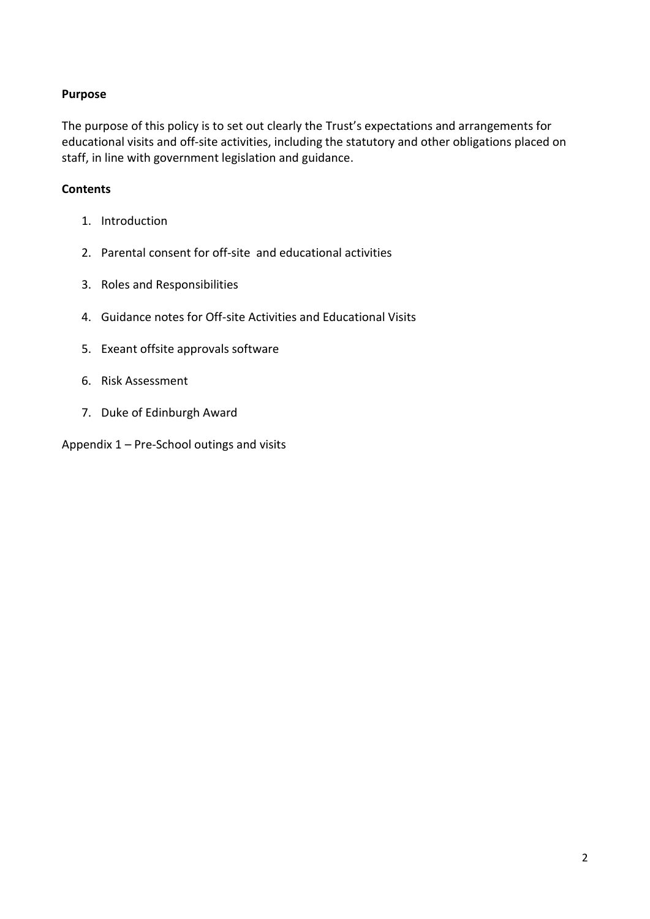**Purpose**

The purpose of this policy is to set out clearly the Trust's expectations and arrangements for educational visits and off-site activities, including the statutory and other obligations placed on staff, in line with government legislation and guidance.

**Contents**

1. Introduction
2. Parental consent for off-site and educational activities
3. Roles and Responsibilities
4. Guidance notes for Off-site Activities and Educational Visits
5. Exeant offsite approvals software
6. Risk Assessment
7. Duke of Edinburgh Award

Appendix 1 – Pre-School outings and visits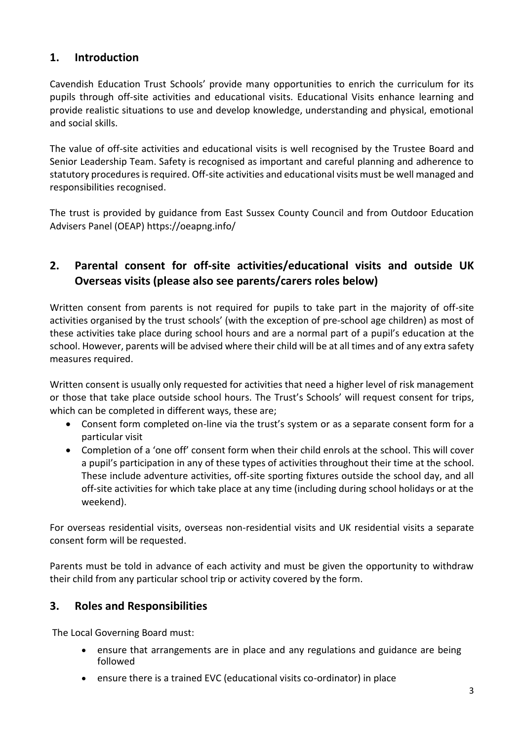## 1. Introduction

Cavendish Education Trust Schools' provide many opportunities to enrich the curriculum for its pupils through off-site activities and educational visits. Educational Visits enhance learning and provide realistic situations to use and develop knowledge, understanding and physical, emotional and social skills.

The value of off-site activities and educational visits is well recognised by the Trustee Board and Senior Leadership Team. Safety is recognised as important and careful planning and adherence to statutory procedures is required. Off-site activities and educational visits must be well managed and responsibilities recognised.

The trust is provided by guidance from East Sussex County Council and from Outdoor Education Advisers Panel (OEAP) https://oeapng.info/

## 2. Parental consent for off-site activities/educational visits and outside UK Overseas visits (please also see parents/carers roles below)

Written consent from parents is not required for pupils to take part in the majority of off-site activities organised by the trust schools' (with the exception of pre-school age children) as most of these activities take place during school hours and are a normal part of a pupil's education at the school. However, parents will be advised where their child will be at all times and of any extra safety measures required.

Written consent is usually only requested for activities that need a higher level of risk management or those that take place outside school hours. The Trust's Schools' will request consent for trips, which can be completed in different ways, these are;

- Consent form completed on-line via the trust's system or as a separate consent form for a particular visit
- Completion of a 'one off' consent form when their child enrols at the school. This will cover a pupil's participation in any of these types of activities throughout their time at the school. These include adventure activities, off-site sporting fixtures outside the school day, and all off-site activities for which take place at any time (including during school holidays or at the weekend).

For overseas residential visits, overseas non-residential visits and UK residential visits a separate consent form will be requested.

Parents must be told in advance of each activity and must be given the opportunity to withdraw their child from any particular school trip or activity covered by the form.

## 3. Roles and Responsibilities

The Local Governing Board must:

- ensure that arrangements are in place and any regulations and guidance are being followed
- ensure there is a trained EVC (educational visits co-ordinator) in place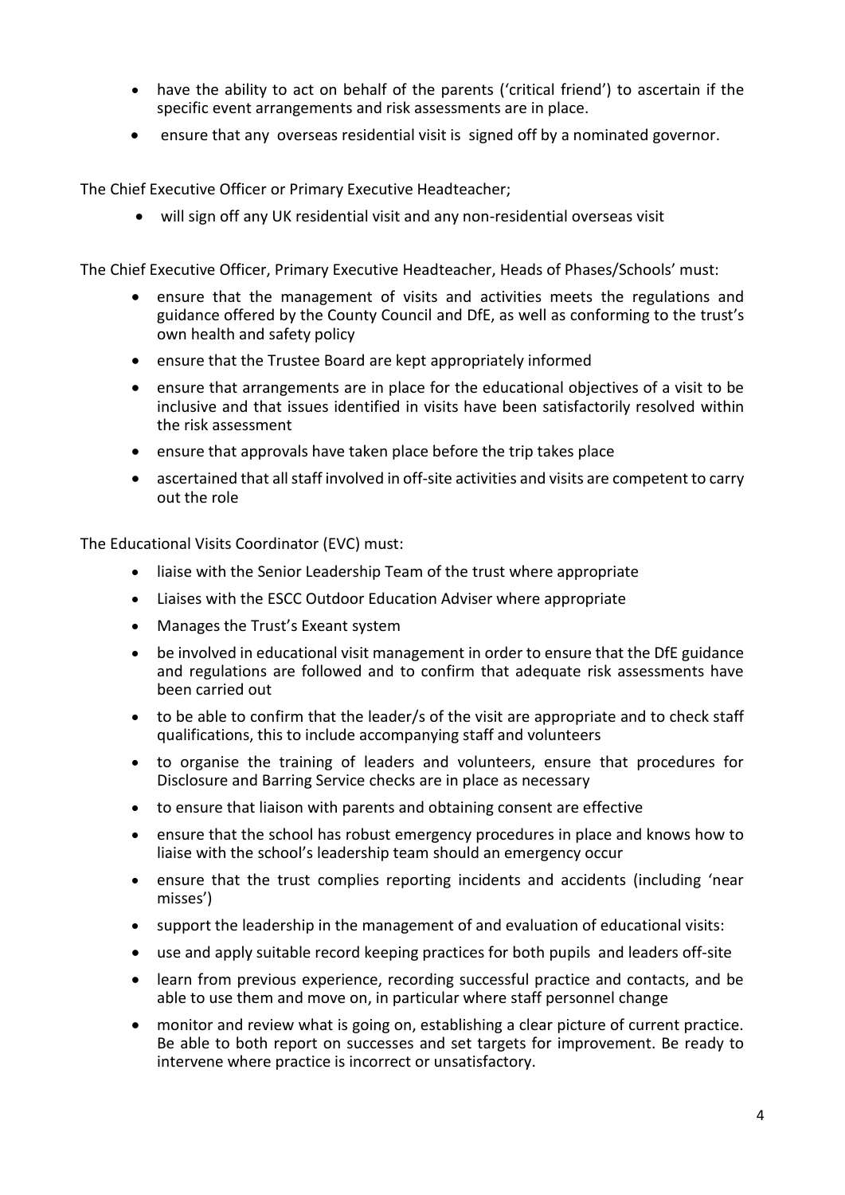- have the ability to act on behalf of the parents ('critical friend') to ascertain if the specific event arrangements and risk assessments are in place.
- ensure that any overseas residential visit is signed off by a nominated governor.

The Chief Executive Officer or Primary Executive Headteacher;

- will sign off any UK residential visit and any non-residential overseas visit

The Chief Executive Officer, Primary Executive Headteacher, Heads of Phases/Schools' must:

- ensure that the management of visits and activities meets the regulations and guidance offered by the County Council and DfE, as well as conforming to the trust's own health and safety policy
- ensure that the Trustee Board are kept appropriately informed
- ensure that arrangements are in place for the educational objectives of a visit to be inclusive and that issues identified in visits have been satisfactorily resolved within the risk assessment
- ensure that approvals have taken place before the trip takes place
- ascertained that all staff involved in off-site activities and visits are competent to carry out the role

The Educational Visits Coordinator (EVC) must:

- liaise with the Senior Leadership Team of the trust where appropriate
- Liaises with the ESCC Outdoor Education Adviser where appropriate
- Manages the Trust's Exeant system
- be involved in educational visit management in order to ensure that the DfE guidance and regulations are followed and to confirm that adequate risk assessments have been carried out
- to be able to confirm that the leader/s of the visit are appropriate and to check staff qualifications, this to include accompanying staff and volunteers
- to organise the training of leaders and volunteers, ensure that procedures for Disclosure and Barring Service checks are in place as necessary
- to ensure that liaison with parents and obtaining consent are effective
- ensure that the school has robust emergency procedures in place and knows how to liaise with the school's leadership team should an emergency occur
- ensure that the trust complies reporting incidents and accidents (including 'near misses')
- support the leadership in the management of and evaluation of educational visits:
- use and apply suitable record keeping practices for both pupils and leaders off-site
- learn from previous experience, recording successful practice and contacts, and be able to use them and move on, in particular where staff personnel change
- monitor and review what is going on, establishing a clear picture of current practice. Be able to both report on successes and set targets for improvement. Be ready to intervene where practice is incorrect or unsatisfactory.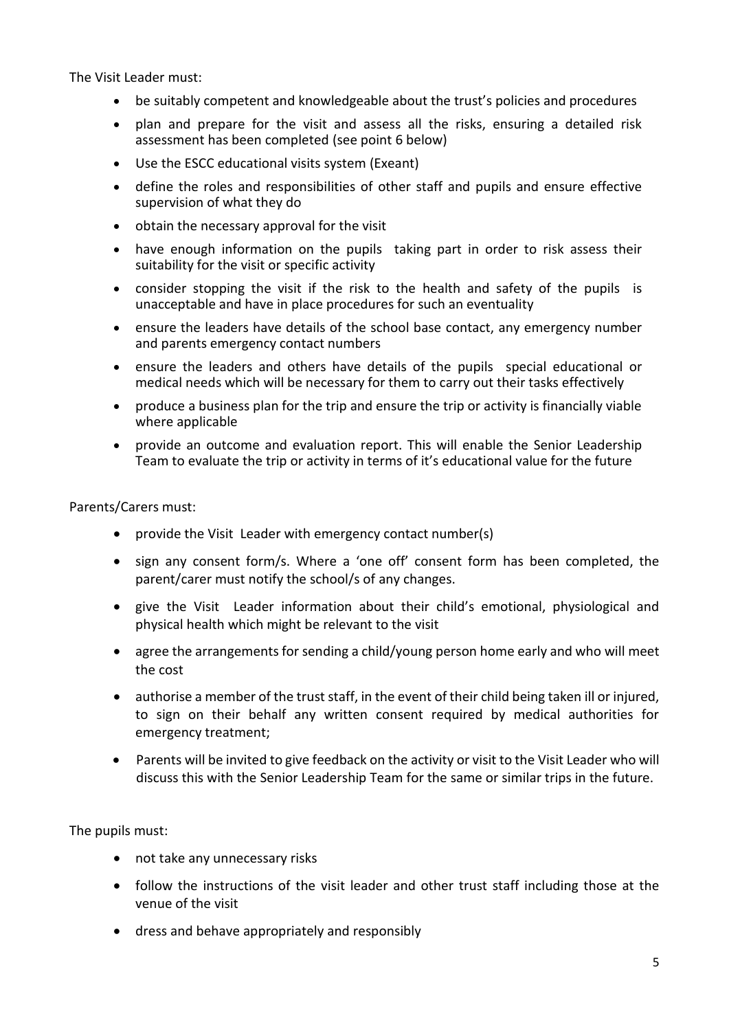The Visit Leader must:

- be suitably competent and knowledgeable about the trust's policies and procedures
- plan and prepare for the visit and assess all the risks, ensuring a detailed risk assessment has been completed (see point 6 below)
- Use the ESCC educational visits system (Exeant)
- define the roles and responsibilities of other staff and pupils and ensure effective supervision of what they do
- obtain the necessary approval for the visit
- have enough information on the pupils taking part in order to risk assess their suitability for the visit or specific activity
- consider stopping the visit if the risk to the health and safety of the pupils is unacceptable and have in place procedures for such an eventuality
- ensure the leaders have details of the school base contact, any emergency number and parents emergency contact numbers
- ensure the leaders and others have details of the pupils special educational or medical needs which will be necessary for them to carry out their tasks effectively
- produce a business plan for the trip and ensure the trip or activity is financially viable where applicable
- provide an outcome and evaluation report. This will enable the Senior Leadership Team to evaluate the trip or activity in terms of it's educational value for the future

Parents/Carers must:

- provide the Visit Leader with emergency contact number(s)
- sign any consent form/s. Where a 'one off' consent form has been completed, the parent/carer must notify the school/s of any changes.
- give the Visit Leader information about their child's emotional, physiological and physical health which might be relevant to the visit
- agree the arrangements for sending a child/young person home early and who will meet the cost
- authorise a member of the trust staff, in the event of their child being taken ill or injured, to sign on their behalf any written consent required by medical authorities for emergency treatment;
- Parents will be invited to give feedback on the activity or visit to the Visit Leader who will discuss this with the Senior Leadership Team for the same or similar trips in the future.

The pupils must:

- not take any unnecessary risks
- follow the instructions of the visit leader and other trust staff including those at the venue of the visit
- dress and behave appropriately and responsibly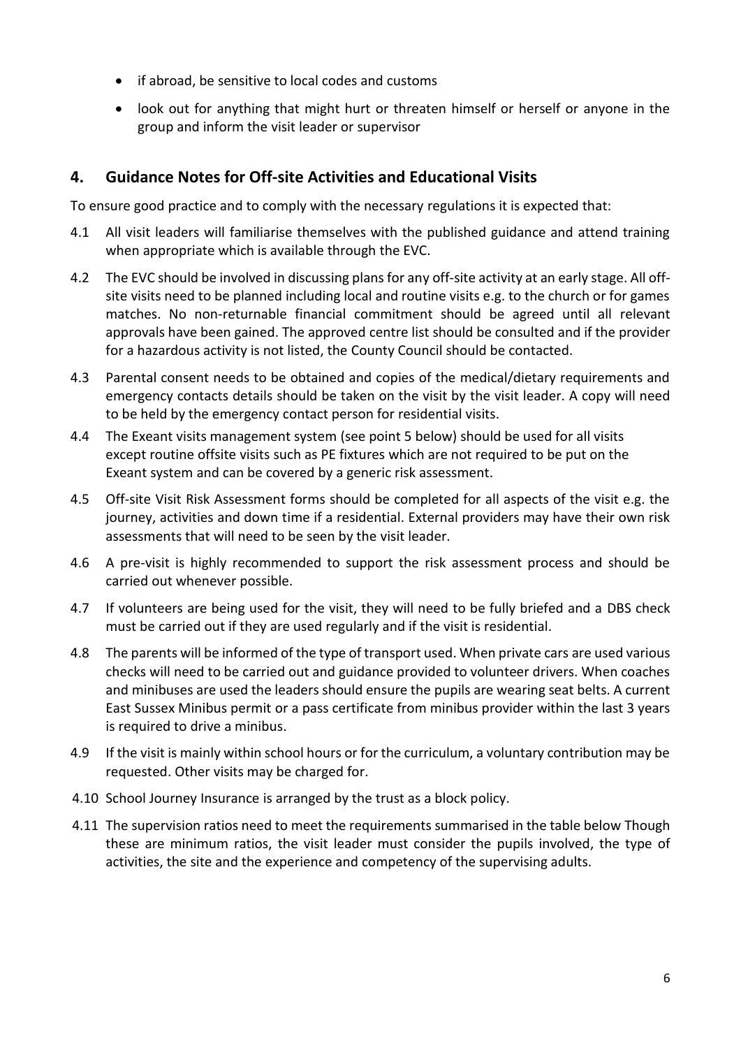- if abroad, be sensitive to local codes and customs
- look out for anything that might hurt or threaten himself or herself or anyone in the group and inform the visit leader or supervisor

## 4. Guidance Notes for Off-site Activities and Educational Visits

To ensure good practice and to comply with the necessary regulations it is expected that:

4.1 All visit leaders will familiarise themselves with the published guidance and attend training when appropriate which is available through the EVC.

4.2 The EVC should be involved in discussing plans for any off-site activity at an early stage. All off-site visits need to be planned including local and routine visits e.g. to the church or for games matches. No non-returnable financial commitment should be agreed until all relevant approvals have been gained. The approved centre list should be consulted and if the provider for a hazardous activity is not listed, the County Council should be contacted.

4.3 Parental consent needs to be obtained and copies of the medical/dietary requirements and emergency contacts details should be taken on the visit by the visit leader. A copy will need to be held by the emergency contact person for residential visits.

4.4 The Exeant visits management system (see point 5 below) should be used for all visits except routine offsite visits such as PE fixtures which are not required to be put on the Exeant system and can be covered by a generic risk assessment.

4.5 Off-site Visit Risk Assessment forms should be completed for all aspects of the visit e.g. the journey, activities and down time if a residential. External providers may have their own risk assessments that will need to be seen by the visit leader.

4.6 A pre-visit is highly recommended to support the risk assessment process and should be carried out whenever possible.

4.7 If volunteers are being used for the visit, they will need to be fully briefed and a DBS check must be carried out if they are used regularly and if the visit is residential.

4.8 The parents will be informed of the type of transport used. When private cars are used various checks will need to be carried out and guidance provided to volunteer drivers. When coaches and minibuses are used the leaders should ensure the pupils are wearing seat belts. A current East Sussex Minibus permit or a pass certificate from minibus provider within the last 3 years is required to drive a minibus.

4.9 If the visit is mainly within school hours or for the curriculum, a voluntary contribution may be requested. Other visits may be charged for.

4.10 School Journey Insurance is arranged by the trust as a block policy.

4.11 The supervision ratios need to meet the requirements summarised in the table below Though these are minimum ratios, the visit leader must consider the pupils involved, the type of activities, the site and the experience and competency of the supervising adults.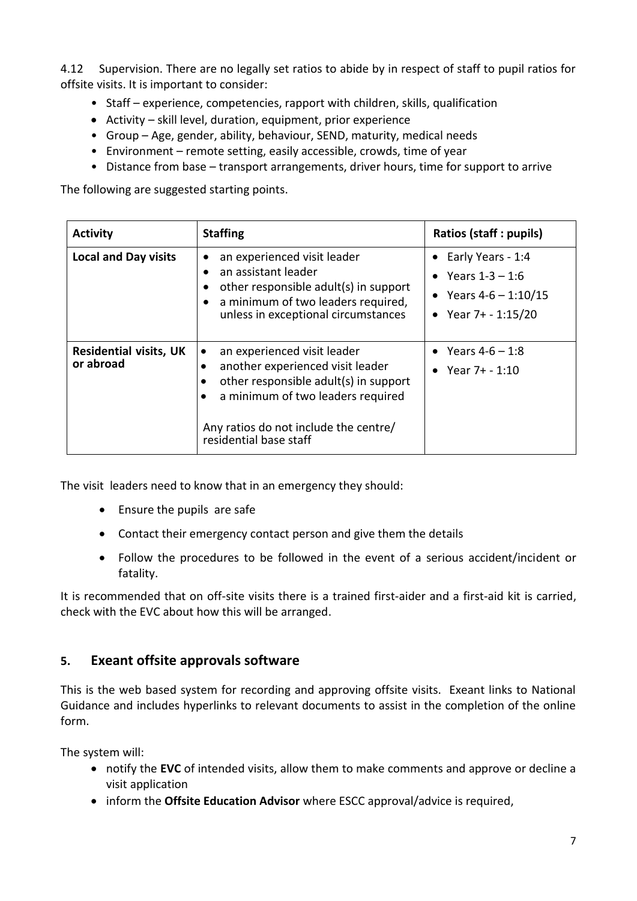4.12 Supervision. There are no legally set ratios to abide by in respect of staff to pupil ratios for offsite visits. It is important to consider:

- Staff – experience, competencies, rapport with children, skills, qualification
- Activity – skill level, duration, equipment, prior experience
- Group – Age, gender, ability, behaviour, SEND, maturity, medical needs
- Environment – remote setting, easily accessible, crowds, time of year
- Distance from base – transport arrangements, driver hours, time for support to arrive

The following are suggested starting points.

| Activity | Staffing | Ratios (staff : pupils) |
|---|---|---|
| **Local and Day visits** | • an experienced visit leader<br>• an assistant leader<br>• other responsible adult(s) in support<br>• a minimum of two leaders required, unless in exceptional circumstances | • Early Years - 1:4<br>• Years 1-3 – 1:6<br>• Years 4-6 – 1:10/15<br>• Year 7+ - 1:15/20 |
| **Residential visits, UK or abroad** | • an experienced visit leader<br>• another experienced visit leader<br>• other responsible adult(s) in support<br>• a minimum of two leaders required<br><br>Any ratios do not include the centre/ residential base staff | • Years 4-6 – 1:8<br>• Year 7+ - 1:10 |

The visit leaders need to know that in an emergency they should:

- Ensure the pupils are safe
- Contact their emergency contact person and give them the details
- Follow the procedures to be followed in the event of a serious accident/incident or fatality.

It is recommended that on off-site visits there is a trained first-aider and a first-aid kit is carried, check with the EVC about how this will be arranged.

## 5. Exeant offsite approvals software

This is the web based system for recording and approving offsite visits. Exeant links to National Guidance and includes hyperlinks to relevant documents to assist in the completion of the online form.

The system will:

- notify the **EVC** of intended visits, allow them to make comments and approve or decline a visit application
- inform the **Offsite Education Advisor** where ESCC approval/advice is required,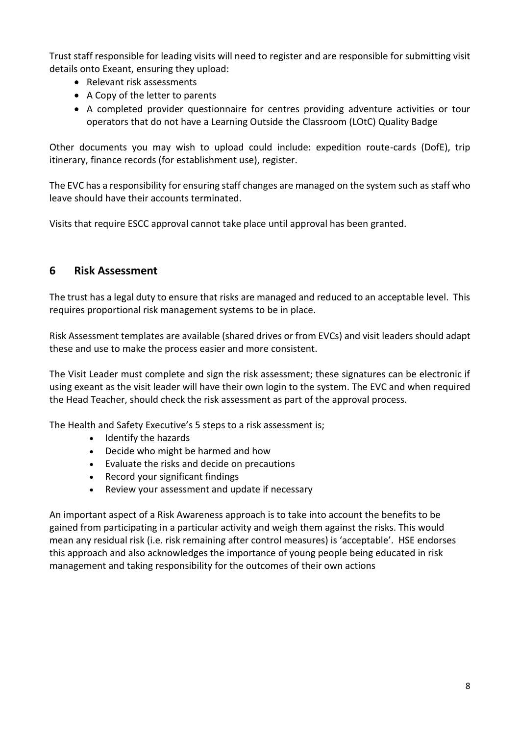Trust staff responsible for leading visits will need to register and are responsible for submitting visit details onto Exeant, ensuring they upload:

- Relevant risk assessments
- A Copy of the letter to parents
- A completed provider questionnaire for centres providing adventure activities or tour operators that do not have a Learning Outside the Classroom (LOtC) Quality Badge

Other documents you may wish to upload could include: expedition route-cards (DofE), trip itinerary, finance records (for establishment use), register.

The EVC has a responsibility for ensuring staff changes are managed on the system such as staff who leave should have their accounts terminated.

Visits that require ESCC approval cannot take place until approval has been granted.

## 6 Risk Assessment

The trust has a legal duty to ensure that risks are managed and reduced to an acceptable level. This requires proportional risk management systems to be in place.

Risk Assessment templates are available (shared drives or from EVCs) and visit leaders should adapt these and use to make the process easier and more consistent.

The Visit Leader must complete and sign the risk assessment; these signatures can be electronic if using exeant as the visit leader will have their own login to the system. The EVC and when required the Head Teacher, should check the risk assessment as part of the approval process.

The Health and Safety Executive's 5 steps to a risk assessment is;

- Identify the hazards
- Decide who might be harmed and how
- Evaluate the risks and decide on precautions
- Record your significant findings
- Review your assessment and update if necessary

An important aspect of a Risk Awareness approach is to take into account the benefits to be gained from participating in a particular activity and weigh them against the risks. This would mean any residual risk (i.e. risk remaining after control measures) is 'acceptable'. HSE endorses this approach and also acknowledges the importance of young people being educated in risk management and taking responsibility for the outcomes of their own actions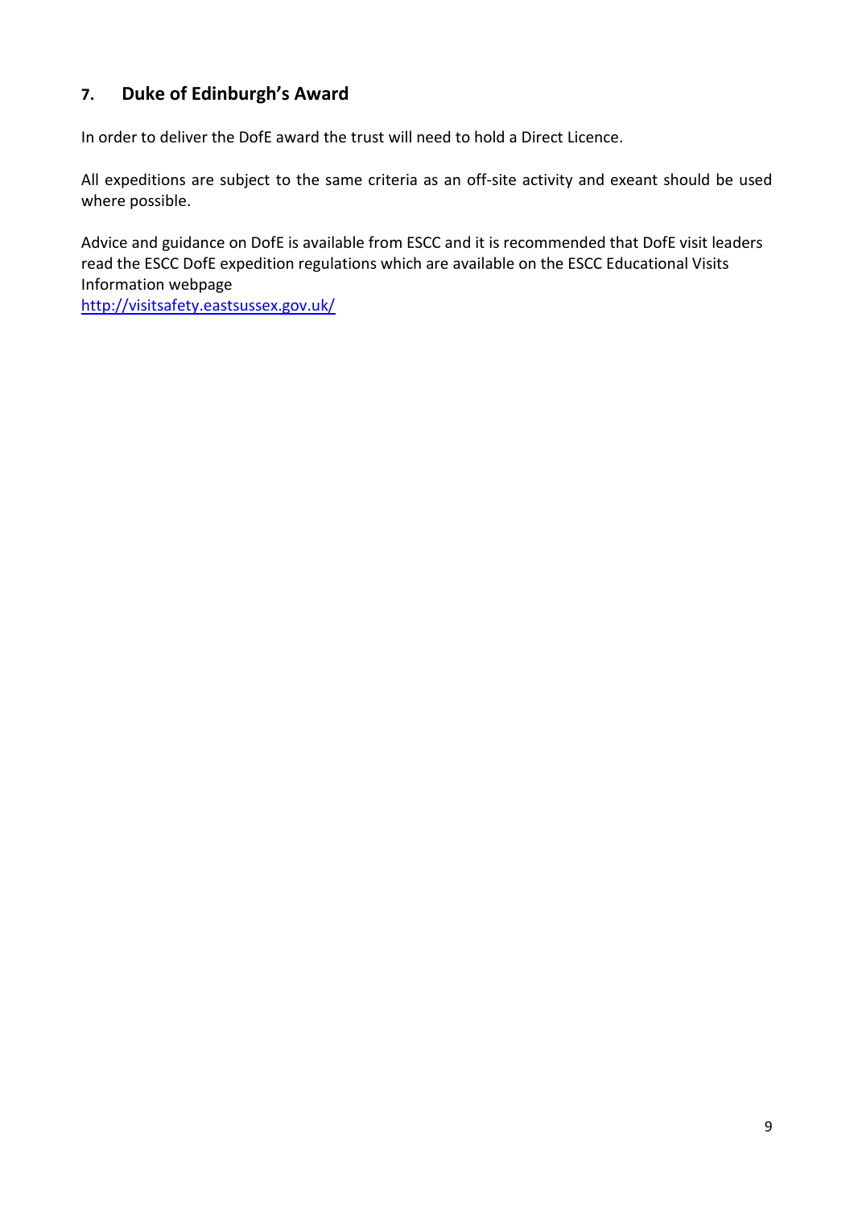## 7. Duke of Edinburgh's Award

In order to deliver the DofE award the trust will need to hold a Direct Licence.

All expeditions are subject to the same criteria as an off-site activity and exeant should be used where possible.

Advice and guidance on DofE is available from ESCC and it is recommended that DofE visit leaders read the ESCC DofE expedition regulations which are available on the ESCC Educational Visits Information webpage
[http://visitsafety.eastsussex.gov.uk/](http://visitsafety.eastsussex.gov.uk/)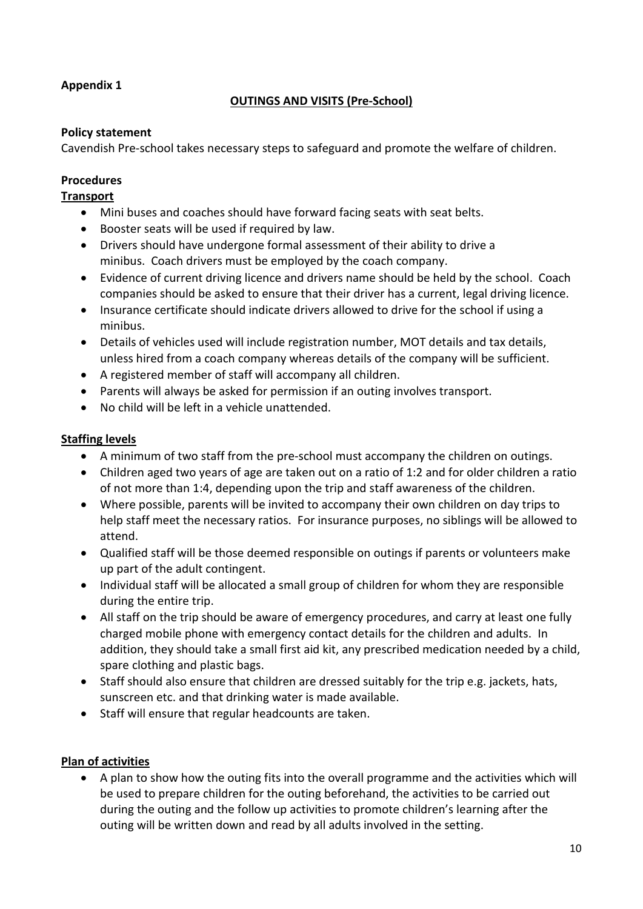**Appendix 1**

## OUTINGS AND VISITS (Pre-School)

**Policy statement**

Cavendish Pre-school takes necessary steps to safeguard and promote the welfare of children.

**Procedures**

**Transport**

- Mini buses and coaches should have forward facing seats with seat belts.
- Booster seats will be used if required by law.
- Drivers should have undergone formal assessment of their ability to drive a minibus. Coach drivers must be employed by the coach company.
- Evidence of current driving licence and drivers name should be held by the school. Coach companies should be asked to ensure that their driver has a current, legal driving licence.
- Insurance certificate should indicate drivers allowed to drive for the school if using a minibus.
- Details of vehicles used will include registration number, MOT details and tax details, unless hired from a coach company whereas details of the company will be sufficient.
- A registered member of staff will accompany all children.
- Parents will always be asked for permission if an outing involves transport.
- No child will be left in a vehicle unattended.

**Staffing levels**

- A minimum of two staff from the pre-school must accompany the children on outings.
- Children aged two years of age are taken out on a ratio of 1:2 and for older children a ratio of not more than 1:4, depending upon the trip and staff awareness of the children.
- Where possible, parents will be invited to accompany their own children on day trips to help staff meet the necessary ratios. For insurance purposes, no siblings will be allowed to attend.
- Qualified staff will be those deemed responsible on outings if parents or volunteers make up part of the adult contingent.
- Individual staff will be allocated a small group of children for whom they are responsible during the entire trip.
- All staff on the trip should be aware of emergency procedures, and carry at least one fully charged mobile phone with emergency contact details for the children and adults. In addition, they should take a small first aid kit, any prescribed medication needed by a child, spare clothing and plastic bags.
- Staff should also ensure that children are dressed suitably for the trip e.g. jackets, hats, sunscreen etc. and that drinking water is made available.
- Staff will ensure that regular headcounts are taken.

**Plan of activities**

- A plan to show how the outing fits into the overall programme and the activities which will be used to prepare children for the outing beforehand, the activities to be carried out during the outing and the follow up activities to promote children's learning after the outing will be written down and read by all adults involved in the setting.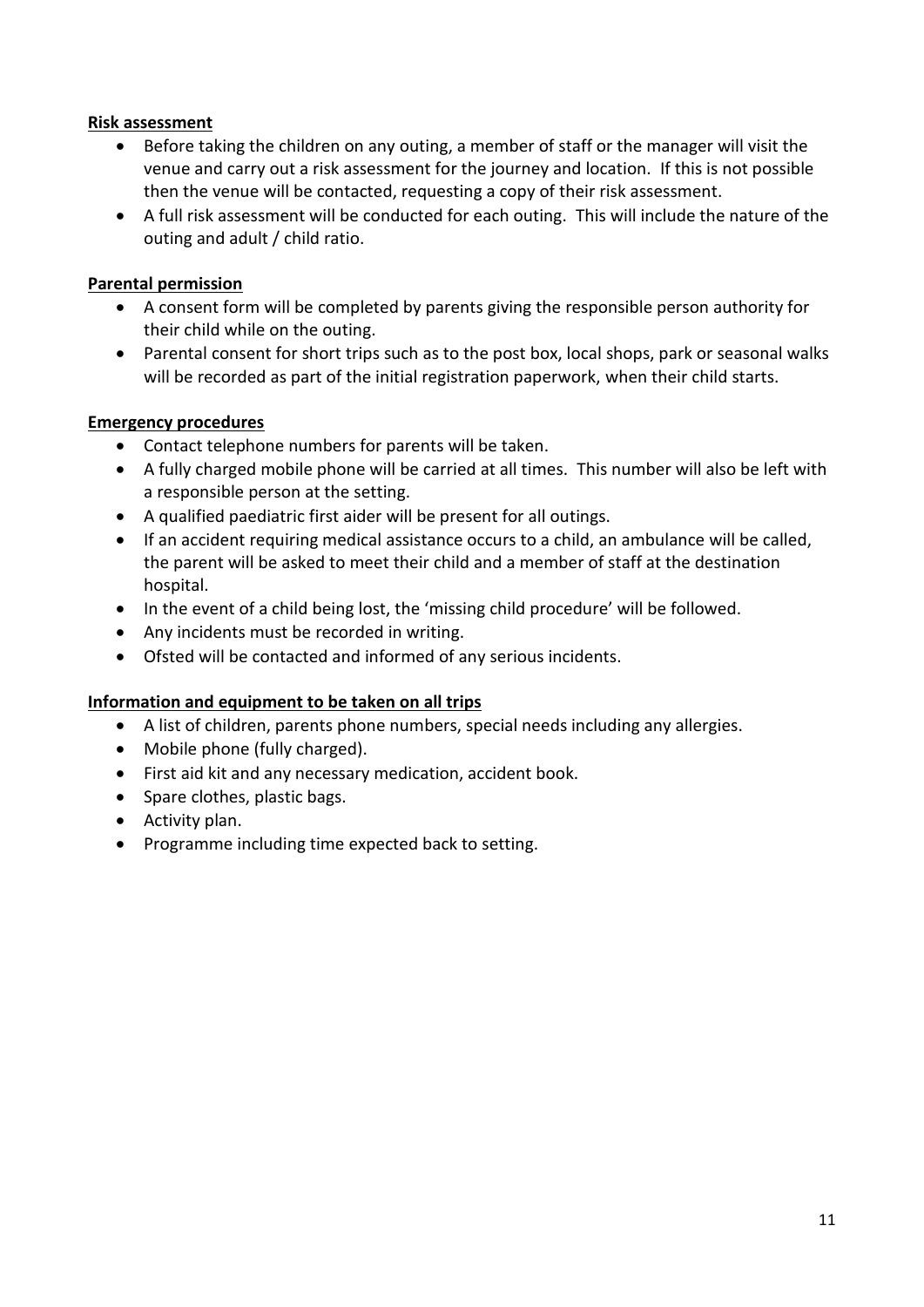**Risk assessment**

- Before taking the children on any outing, a member of staff or the manager will visit the venue and carry out a risk assessment for the journey and location. If this is not possible then the venue will be contacted, requesting a copy of their risk assessment.
- A full risk assessment will be conducted for each outing. This will include the nature of the outing and adult / child ratio.

**Parental permission**

- A consent form will be completed by parents giving the responsible person authority for their child while on the outing.
- Parental consent for short trips such as to the post box, local shops, park or seasonal walks will be recorded as part of the initial registration paperwork, when their child starts.

**Emergency procedures**

- Contact telephone numbers for parents will be taken.
- A fully charged mobile phone will be carried at all times. This number will also be left with a responsible person at the setting.
- A qualified paediatric first aider will be present for all outings.
- If an accident requiring medical assistance occurs to a child, an ambulance will be called, the parent will be asked to meet their child and a member of staff at the destination hospital.
- In the event of a child being lost, the 'missing child procedure' will be followed.
- Any incidents must be recorded in writing.
- Ofsted will be contacted and informed of any serious incidents.

**Information and equipment to be taken on all trips**

- A list of children, parents phone numbers, special needs including any allergies.
- Mobile phone (fully charged).
- First aid kit and any necessary medication, accident book.
- Spare clothes, plastic bags.
- Activity plan.
- Programme including time expected back to setting.